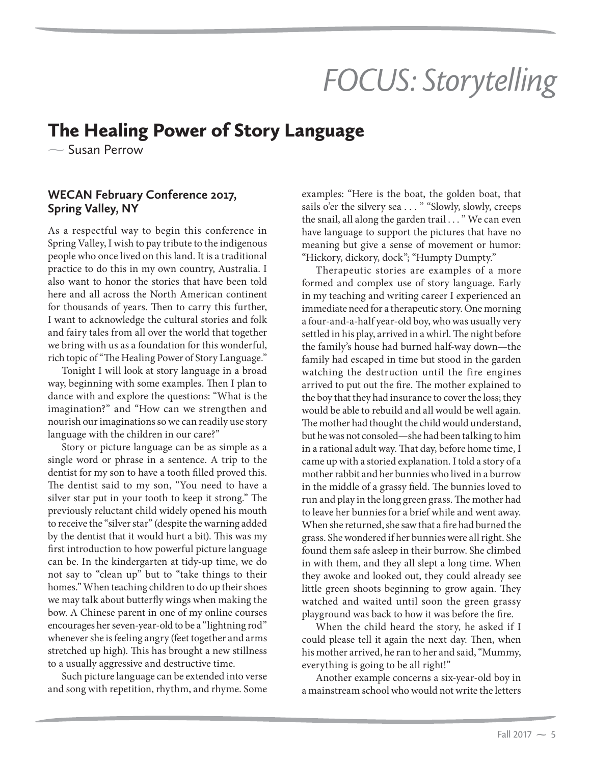# FOCUS: Storytelling

## The Healing Power of Story Language

— Susan Perrow

### WECAN February Conference 2017, Spring Valley, NY

As a respectful way to begin this conference in Spring Valley, I wish to pay tribute to the indigenous people who once lived on this land. It is a traditional practice to do this in my own country, Australia. I also want to honor the stories that have been told here and all across the North American continent for thousands of years. Then to carry this further, I want to acknowledge the cultural stories and folk and fairy tales from all over the world that together we bring with us as a foundation for this wonderful, rich topic of "The Healing Power of Story Language."

Tonight I will look at story language in a broad way, beginning with some examples. Then I plan to dance with and explore the questions: "What is the imagination?" and "How can we strengthen and nourish our imaginations so we can readily use story language with the children in our care?"

Story or picture language can be as simple as a single word or phrase in a sentence. A trip to the dentist for my son to have a tooth filled proved this. The dentist said to my son, "You need to have a silver star put in your tooth to keep it strong." The previously reluctant child widely opened his mouth to receive the "silver star" (despite the warning added by the dentist that it would hurt a bit). This was my first introduction to how powerful picture language can be. In the kindergarten at tidy-up time, we do not say to "clean up" but to "take things to their homes." When teaching children to do up their shoes we may talk about butterfly wings when making the bow. A Chinese parent in one of my online courses encourages her seven-year-old to be a "lightning rod" whenever she is feeling angry (feet together and arms stretched up high). This has brought a new stillness to a usually aggressive and destructive time.

Such picture language can be extended into verse and song with repetition, rhythm, and rhyme. Some examples: "Here is the boat, the golden boat, that sails o'er the silvery sea . . . " "Slowly, slowly, creeps the snail, all along the garden trail . . . " We can even have language to support the pictures that have no meaning but give a sense of movement or humor: "Hickory, dickory, dock"; "Humpty Dumpty."

Therapeutic stories are examples of a more formed and complex use of story language. Early in my teaching and writing career I experienced an immediate need for a therapeutic story. One morning a four-and-a-half year-old boy, who was usually very settled in his play, arrived in a whirl. The night before the family's house had burned half-way down—the family had escaped in time but stood in the garden watching the destruction until the fire engines arrived to put out the fire. The mother explained to the boy that they had insurance to cover the loss; they would be able to rebuild and all would be well again. The mother had thought the child would understand, but he was not consoled—she had been talking to him in a rational adult way. That day, before home time, I came up with a storied explanation. I told a story of a mother rabbit and her bunnies who lived in a burrow in the middle of a grassy field. The bunnies loved to run and play in the long green grass. The mother had to leave her bunnies for a brief while and went away. When she returned, she saw that a fire had burned the grass. She wondered if her bunnies were all right. She found them safe asleep in their burrow. She climbed in with them, and they all slept a long time. When they awoke and looked out, they could already see little green shoots beginning to grow again. They watched and waited until soon the green grassy playground was back to how it was before the fire.

When the child heard the story, he asked if I could please tell it again the next day. Then, when his mother arrived, he ran to her and said, "Mummy, everything is going to be all right!"

Another example concerns a six-year-old boy in a mainstream school who would not write the letters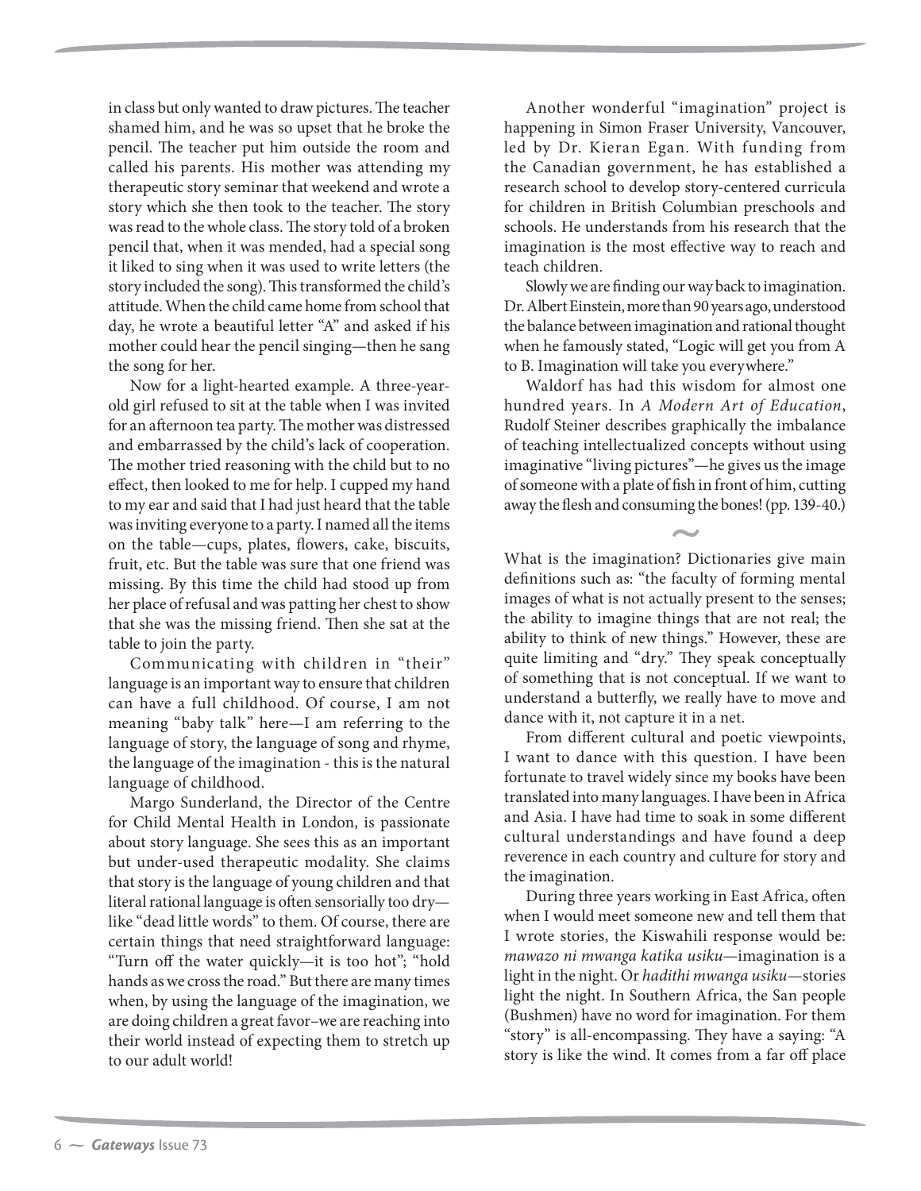in class but only wanted to draw pictures. The teacher shamed him, and he was so upset that he broke the pencil. The teacher put him outside the room and called his parents. His mother was attending my therapeutic story seminar that weekend and wrote a story which she then took to the teacher. The story was read to the whole class. The story told of a broken pencil that, when it was mended, had a special song it liked to sing when it was used to write letters (the story included the song). This transformed the child's attitude. When the child came home from school that day, he wrote a beautiful letter "A" and asked if his mother could hear the pencil singing—then he sang the song for her.

Now for a light-hearted example. A three-year-old girl refused to sit at the table when I was invited for an afternoon tea party. The mother was distressed and embarrassed by the child's lack of cooperation. The mother tried reasoning with the child but to no effect, then looked to me for help. I cupped my hand to my ear and said that I had just heard that the table was inviting everyone to a party. I named all the items on the table—cups, plates, flowers, cake, biscuits, fruit, etc. But the table was sure that one friend was missing. By this time the child had stood up from her place of refusal and was patting her chest to show that she was the missing friend. Then she sat at the table to join the party.

Communicating with children in "their" language is an important way to ensure that children can have a full childhood. Of course, I am not meaning "baby talk" here—I am referring to the language of story, the language of song and rhyme, the language of the imagination - this is the natural language of childhood.

Margo Sunderland, the Director of the Centre for Child Mental Health in London, is passionate about story language. She sees this as an important but under-used therapeutic modality. She claims that story is the language of young children and that literal rational language is often sensorially too dry—like "dead little words" to them. Of course, there are certain things that need straightforward language: "Turn off the water quickly—it is too hot"; "hold hands as we cross the road." But there are many times when, by using the language of the imagination, we are doing children a great favor–we are reaching into their world instead of expecting them to stretch up to our adult world!

Another wonderful "imagination" project is happening in Simon Fraser University, Vancouver, led by Dr. Kieran Egan. With funding from the Canadian government, he has established a research school to develop story-centered curricula for children in British Columbian preschools and schools. He understands from his research that the imagination is the most effective way to reach and teach children.

Slowly we are finding our way back to imagination. Dr. Albert Einstein, more than 90 years ago, understood the balance between imagination and rational thought when he famously stated, "Logic will get you from A to B. Imagination will take you everywhere."

Waldorf has had this wisdom for almost one hundred years. In *A Modern Art of Education*, Rudolf Steiner describes graphically the imbalance of teaching intellectualized concepts without using imaginative "living pictures"—he gives us the image of someone with a plate of fish in front of him, cutting away the flesh and consuming the bones! (pp. 139-40.)

~

What is the imagination? Dictionaries give main definitions such as: "the faculty of forming mental images of what is not actually present to the senses; the ability to imagine things that are not real; the ability to think of new things." However, these are quite limiting and "dry." They speak conceptually of something that is not conceptual. If we want to understand a butterfly, we really have to move and dance with it, not capture it in a net.

From different cultural and poetic viewpoints, I want to dance with this question. I have been fortunate to travel widely since my books have been translated into many languages. I have been in Africa and Asia. I have had time to soak in some different cultural understandings and have found a deep reverence in each country and culture for story and the imagination.

During three years working in East Africa, often when I would meet someone new and tell them that I wrote stories, the Kiswahili response would be: *mawazo ni mwanga katika usiku*—imagination is a light in the night. Or *hadithi mwanga usiku*—stories light the night. In Southern Africa, the San people (Bushmen) have no word for imagination. For them "story" is all-encompassing. They have a saying: "A story is like the wind. It comes from a far off place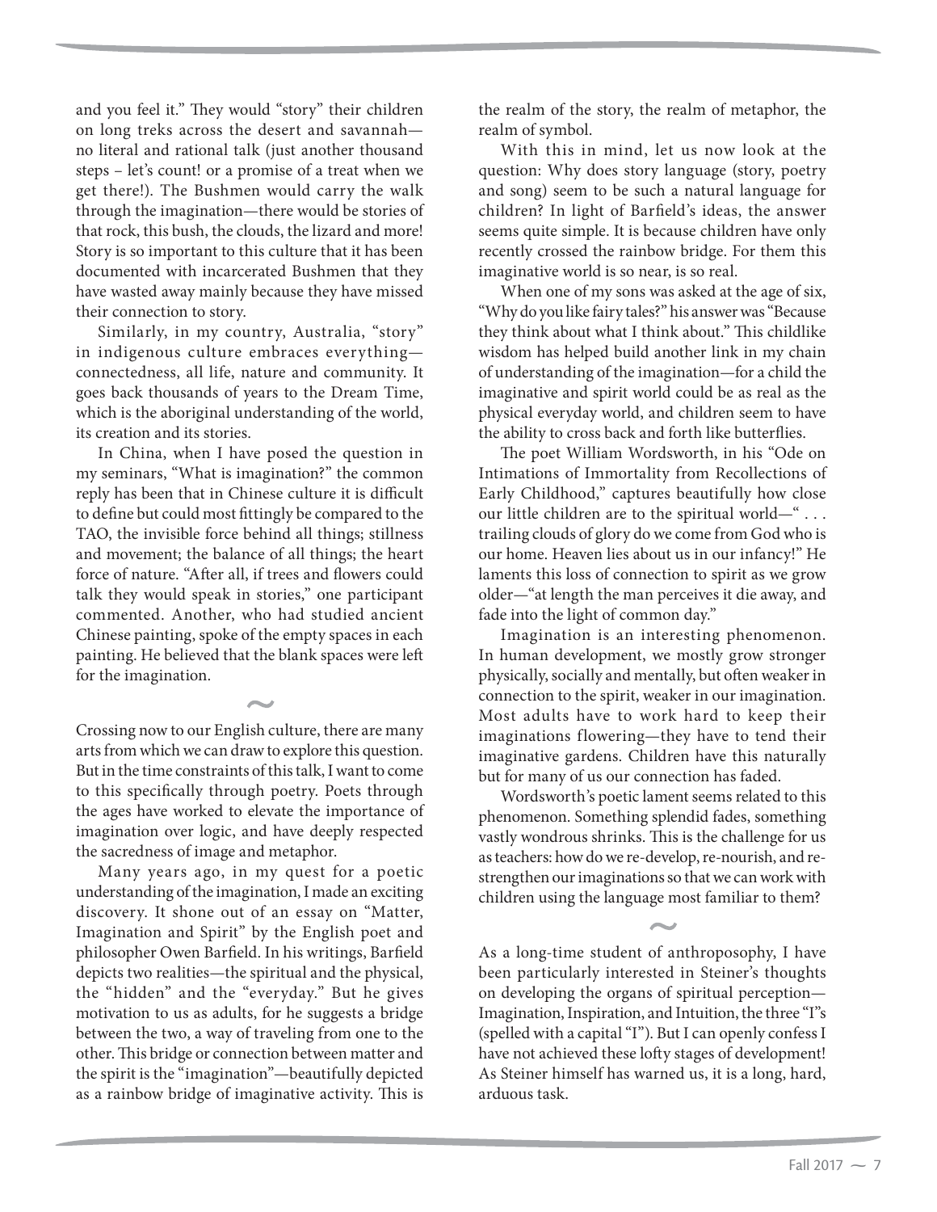and you feel it." They would "story" their children on long treks across the desert and savannah—no literal and rational talk (just another thousand steps – let's count! or a promise of a treat when we get there!). The Bushmen would carry the walk through the imagination—there would be stories of that rock, this bush, the clouds, the lizard and more! Story is so important to this culture that it has been documented with incarcerated Bushmen that they have wasted away mainly because they have missed their connection to story.

Similarly, in my country, Australia, "story" in indigenous culture embraces everything—connectedness, all life, nature and community. It goes back thousands of years to the Dream Time, which is the aboriginal understanding of the world, its creation and its stories.

In China, when I have posed the question in my seminars, "What is imagination?" the common reply has been that in Chinese culture it is difficult to define but could most fittingly be compared to the TAO, the invisible force behind all things; stillness and movement; the balance of all things; the heart force of nature. "After all, if trees and flowers could talk they would speak in stories," one participant commented. Another, who had studied ancient Chinese painting, spoke of the empty spaces in each painting. He believed that the blank spaces were left for the imagination.

~

Crossing now to our English culture, there are many arts from which we can draw to explore this question. But in the time constraints of this talk, I want to come to this specifically through poetry. Poets through the ages have worked to elevate the importance of imagination over logic, and have deeply respected the sacredness of image and metaphor.

Many years ago, in my quest for a poetic understanding of the imagination, I made an exciting discovery. It shone out of an essay on "Matter, Imagination and Spirit" by the English poet and philosopher Owen Barfield. In his writings, Barfield depicts two realities—the spiritual and the physical, the "hidden" and the "everyday." But he gives motivation to us as adults, for he suggests a bridge between the two, a way of traveling from one to the other. This bridge or connection between matter and the spirit is the "imagination"—beautifully depicted as a rainbow bridge of imaginative activity. This is the realm of the story, the realm of metaphor, the realm of symbol.

With this in mind, let us now look at the question: Why does story language (story, poetry and song) seem to be such a natural language for children? In light of Barfield's ideas, the answer seems quite simple. It is because children have only recently crossed the rainbow bridge. For them this imaginative world is so near, is so real.

When one of my sons was asked at the age of six, "Why do you like fairy tales?" his answer was "Because they think about what I think about." This childlike wisdom has helped build another link in my chain of understanding of the imagination—for a child the imaginative and spirit world could be as real as the physical everyday world, and children seem to have the ability to cross back and forth like butterflies.

The poet William Wordsworth, in his "Ode on Intimations of Immortality from Recollections of Early Childhood," captures beautifully how close our little children are to the spiritual world—" . . . trailing clouds of glory do we come from God who is our home. Heaven lies about us in our infancy!" He laments this loss of connection to spirit as we grow older—"at length the man perceives it die away, and fade into the light of common day."

Imagination is an interesting phenomenon. In human development, we mostly grow stronger physically, socially and mentally, but often weaker in connection to the spirit, weaker in our imagination. Most adults have to work hard to keep their imaginations flowering—they have to tend their imaginative gardens. Children have this naturally but for many of us our connection has faded.

Wordsworth's poetic lament seems related to this phenomenon. Something splendid fades, something vastly wondrous shrinks. This is the challenge for us as teachers: how do we re-develop, re-nourish, and re-strengthen our imaginations so that we can work with children using the language most familiar to them?

~

As a long-time student of anthroposophy, I have been particularly interested in Steiner's thoughts on developing the organs of spiritual perception—Imagination, Inspiration, and Intuition, the three "I"s (spelled with a capital "I"). But I can openly confess I have not achieved these lofty stages of development! As Steiner himself has warned us, it is a long, hard, arduous task.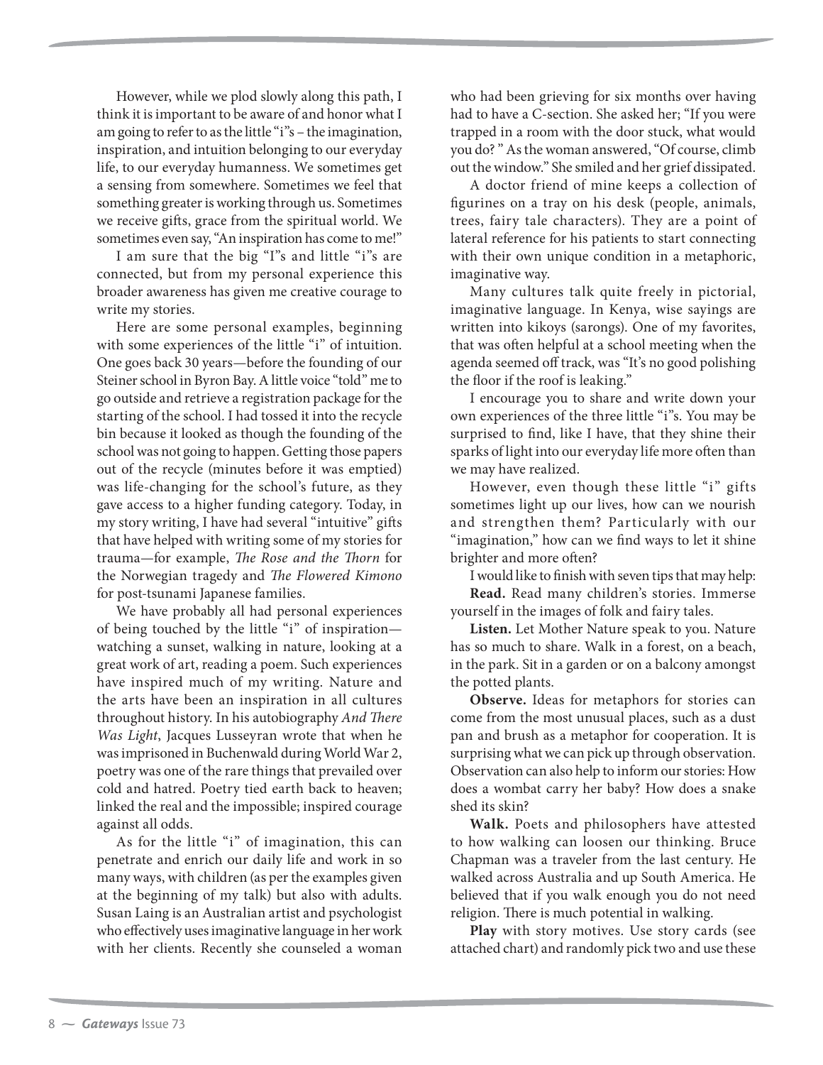However, while we plod slowly along this path, I think it is important to be aware of and honor what I am going to refer to as the little "i"s – the imagination, inspiration, and intuition belonging to our everyday life, to our everyday humanness. We sometimes get a sensing from somewhere. Sometimes we feel that something greater is working through us. Sometimes we receive gifts, grace from the spiritual world. We sometimes even say, "An inspiration has come to me!"

I am sure that the big "I"s and little "i"s are connected, but from my personal experience this broader awareness has given me creative courage to write my stories.

Here are some personal examples, beginning with some experiences of the little "i" of intuition. One goes back 30 years—before the founding of our Steiner school in Byron Bay. A little voice "told" me to go outside and retrieve a registration package for the starting of the school. I had tossed it into the recycle bin because it looked as though the founding of the school was not going to happen. Getting those papers out of the recycle (minutes before it was emptied) was life-changing for the school's future, as they gave access to a higher funding category. Today, in my story writing, I have had several "intuitive" gifts that have helped with writing some of my stories for trauma—for example, *The Rose and the Thorn* for the Norwegian tragedy and *The Flowered Kimono* for post-tsunami Japanese families.

We have probably all had personal experiences of being touched by the little "i" of inspiration—watching a sunset, walking in nature, looking at a great work of art, reading a poem. Such experiences have inspired much of my writing. Nature and the arts have been an inspiration in all cultures throughout history. In his autobiography *And There Was Light*, Jacques Lusseyran wrote that when he was imprisoned in Buchenwald during World War 2, poetry was one of the rare things that prevailed over cold and hatred. Poetry tied earth back to heaven; linked the real and the impossible; inspired courage against all odds.

As for the little "i" of imagination, this can penetrate and enrich our daily life and work in so many ways, with children (as per the examples given at the beginning of my talk) but also with adults. Susan Laing is an Australian artist and psychologist who effectively uses imaginative language in her work with her clients. Recently she counseled a woman who had been grieving for six months over having had to have a C-section. She asked her; "If you were trapped in a room with the door stuck, what would you do? " As the woman answered, "Of course, climb out the window." She smiled and her grief dissipated.

A doctor friend of mine keeps a collection of figurines on a tray on his desk (people, animals, trees, fairy tale characters). They are a point of lateral reference for his patients to start connecting with their own unique condition in a metaphoric, imaginative way.

Many cultures talk quite freely in pictorial, imaginative language. In Kenya, wise sayings are written into kikoys (sarongs). One of my favorites, that was often helpful at a school meeting when the agenda seemed off track, was "It's no good polishing the floor if the roof is leaking."

I encourage you to share and write down your own experiences of the three little "i"s. You may be surprised to find, like I have, that they shine their sparks of light into our everyday life more often than we may have realized.

However, even though these little "i" gifts sometimes light up our lives, how can we nourish and strengthen them? Particularly with our "imagination," how can we find ways to let it shine brighter and more often?

I would like to finish with seven tips that may help:

**Read.** Read many children's stories. Immerse yourself in the images of folk and fairy tales.

**Listen.** Let Mother Nature speak to you. Nature has so much to share. Walk in a forest, on a beach, in the park. Sit in a garden or on a balcony amongst the potted plants.

**Observe.** Ideas for metaphors for stories can come from the most unusual places, such as a dust pan and brush as a metaphor for cooperation. It is surprising what we can pick up through observation. Observation can also help to inform our stories: How does a wombat carry her baby? How does a snake shed its skin?

**Walk.** Poets and philosophers have attested to how walking can loosen our thinking. Bruce Chapman was a traveler from the last century. He walked across Australia and up South America. He believed that if you walk enough you do not need religion. There is much potential in walking.

**Play** with story motives. Use story cards (see attached chart) and randomly pick two and use these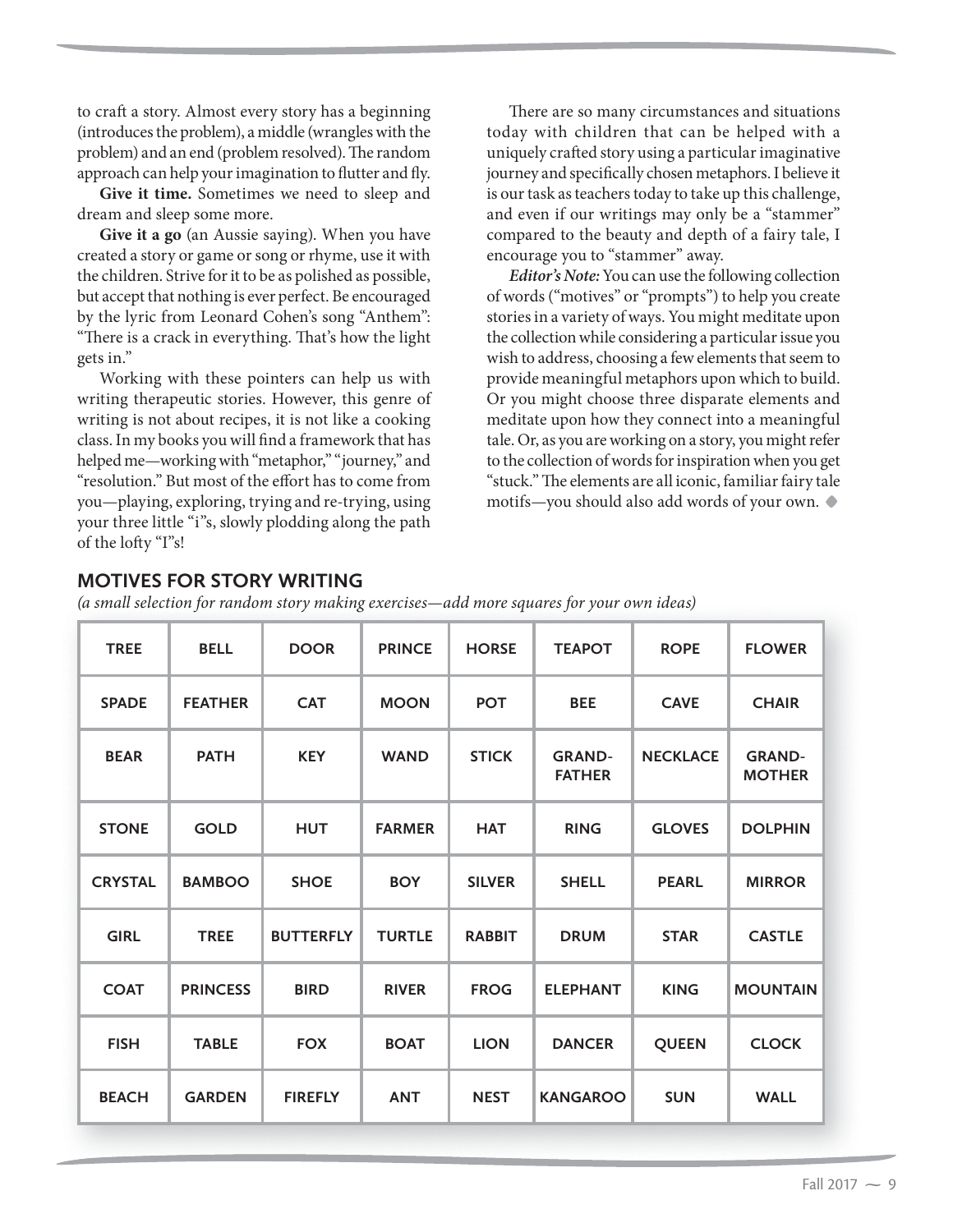to craft a story. Almost every story has a beginning (introduces the problem), a middle (wrangles with the problem) and an end (problem resolved). The random approach can help your imagination to flutter and fly.

**Give it time.** Sometimes we need to sleep and dream and sleep some more.

**Give it a go** (an Aussie saying). When you have created a story or game or song or rhyme, use it with the children. Strive for it to be as polished as possible, but accept that nothing is ever perfect. Be encouraged by the lyric from Leonard Cohen's song "Anthem": "There is a crack in everything. That's how the light gets in."

Working with these pointers can help us with writing therapeutic stories. However, this genre of writing is not about recipes, it is not like a cooking class. In my books you will find a framework that has helped me—working with "metaphor," "journey," and "resolution." But most of the effort has to come from you—playing, exploring, trying and re-trying, using your three little "i"s, slowly plodding along the path of the lofty "I"s!

There are so many circumstances and situations today with children that can be helped with a uniquely crafted story using a particular imaginative journey and specifically chosen metaphors. I believe it is our task as teachers today to take up this challenge, and even if our writings may only be a "stammer" compared to the beauty and depth of a fairy tale, I encourage you to "stammer" away.

***Editor's Note:*** You can use the following collection of words ("motives" or "prompts") to help you create stories in a variety of ways. You might meditate upon the collection while considering a particular issue you wish to address, choosing a few elements that seem to provide meaningful metaphors upon which to build. Or you might choose three disparate elements and meditate upon how they connect into a meaningful tale. Or, as you are working on a story, you might refer to the collection of words for inspiration when you get "stuck." The elements are all iconic, familiar fairy tale motifs—you should also add words of your own. ◆

## MOTIVES FOR STORY WRITING

*(a small selection for random story making exercises—add more squares for your own ideas)*

| | | | | | | | |
|---|---|---|---|---|---|---|---|
| TREE | BELL | DOOR | PRINCE | HORSE | TEAPOT | ROPE | FLOWER |
| SPADE | FEATHER | CAT | MOON | POT | BEE | CAVE | CHAIR |
| BEAR | PATH | KEY | WAND | STICK | GRAND-FATHER | NECKLACE | GRAND-MOTHER |
| STONE | GOLD | HUT | FARMER | HAT | RING | GLOVES | DOLPHIN |
| CRYSTAL | BAMBOO | SHOE | BOY | SILVER | SHELL | PEARL | MIRROR |
| GIRL | TREE | BUTTERFLY | TURTLE | RABBIT | DRUM | STAR | CASTLE |
| COAT | PRINCESS | BIRD | RIVER | FROG | ELEPHANT | KING | MOUNTAIN |
| FISH | TABLE | FOX | BOAT | LION | DANCER | QUEEN | CLOCK |
| BEACH | GARDEN | FIREFLY | ANT | NEST | KANGAROO | SUN | WALL |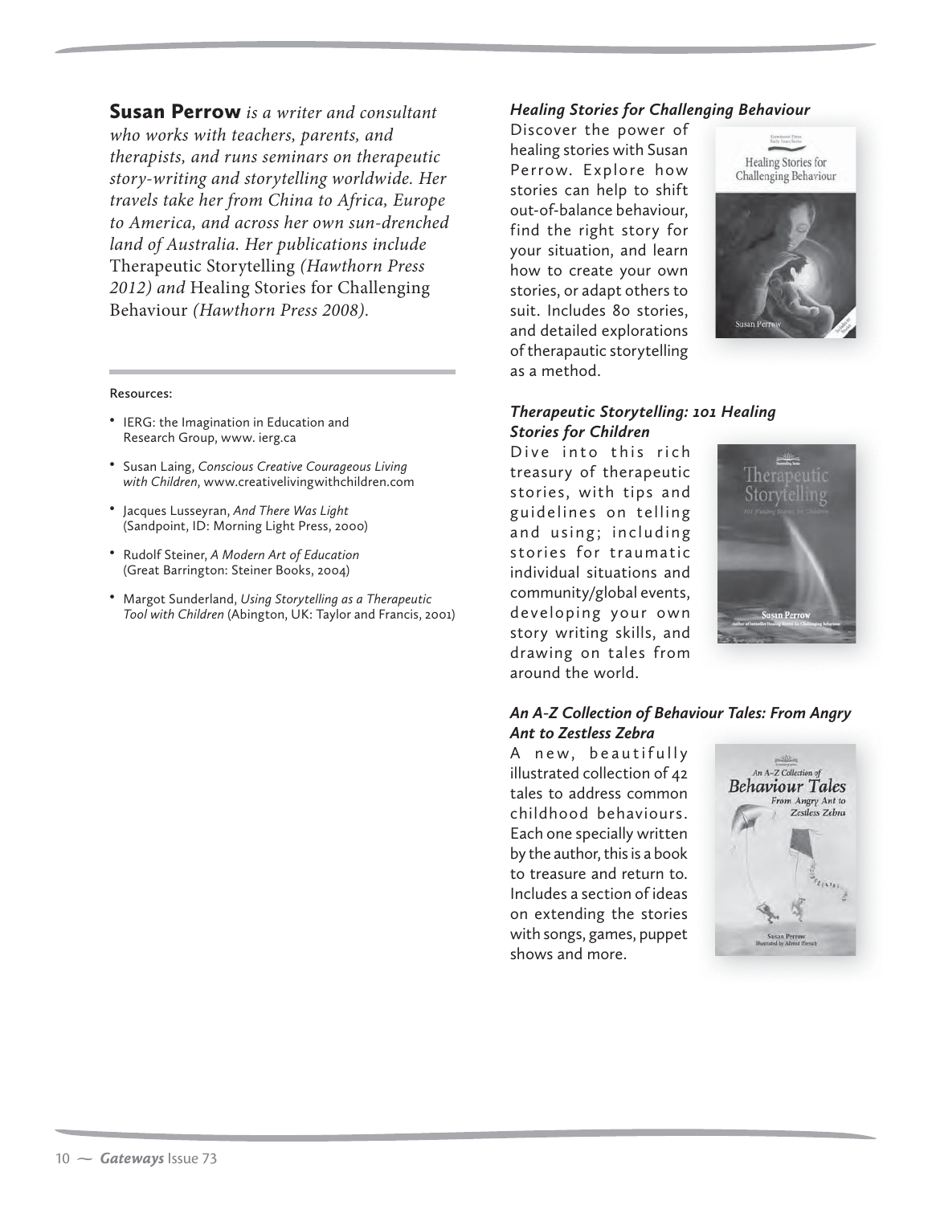**Susan Perrow** *is a writer and consultant who works with teachers, parents, and therapists, and runs seminars on therapeutic story-writing and storytelling worldwide. Her travels take her from China to Africa, Europe to America, and across her own sun-drenched land of Australia. Her publications include* Therapeutic Storytelling *(Hawthorn Press 2012) and* Healing Stories for Challenging Behaviour *(Hawthorn Press 2008).*

Resources:

- IERG: the Imagination in Education and Research Group, www. ierg.ca
- Susan Laing, *Conscious Creative Courageous Living with Children*, www.creativelivingwithchildren.com
- Jacques Lusseyran, *And There Was Light* (Sandpoint, ID: Morning Light Press, 2000)
- Rudolf Steiner, *A Modern Art of Education* (Great Barrington: Steiner Books, 2004)
- Margot Sunderland, *Using Storytelling as a Therapeutic Tool with Children* (Abington, UK: Taylor and Francis, 2001)

***Healing Stories for Challenging Behaviour***

Discover the power of healing stories with Susan Perrow. Explore how stories can help to shift out-of-balance behaviour, find the right story for your situation, and learn how to create your own stories, or adapt others to suit. Includes 80 stories, and detailed explorations of therapautic storytelling as a method.

***Therapeutic Storytelling: 101 Healing Stories for Children***

Dive into this rich treasury of therapeutic stories, with tips and guidelines on telling and using; including stories for traumatic individual situations and community/global events, developing your own story writing skills, and drawing on tales from around the world.

***An A-Z Collection of Behaviour Tales: From Angry Ant to Zestless Zebra***

A new, beautifully illustrated collection of 42 tales to address common childhood behaviours. Each one specially written by the author, this is a book to treasure and return to. Includes a section of ideas on extending the stories with songs, games, puppet shows and more.